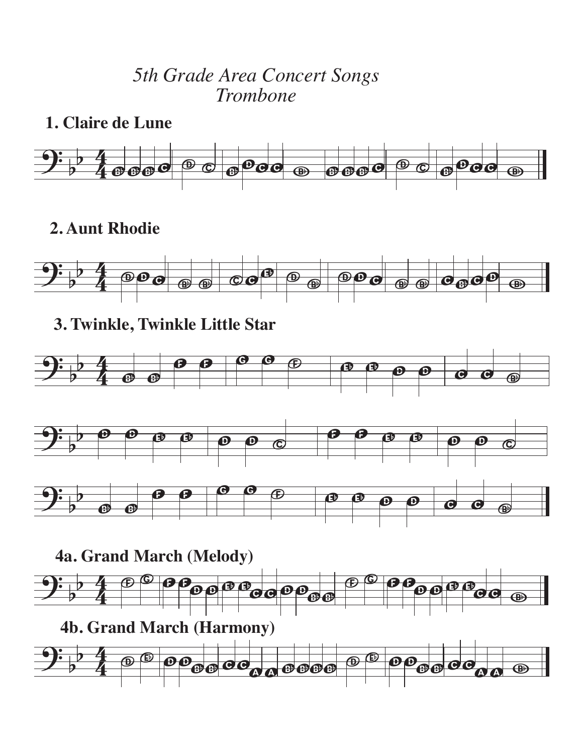*5th Grade Area Concert Songs*
*Trombone*

## 1. Claire de Lune

## 2. Aunt Rhodie

## 3. Twinkle, Twinkle Little Star

## 4a. Grand March (Melody)

## 4b. Grand March (Harmony)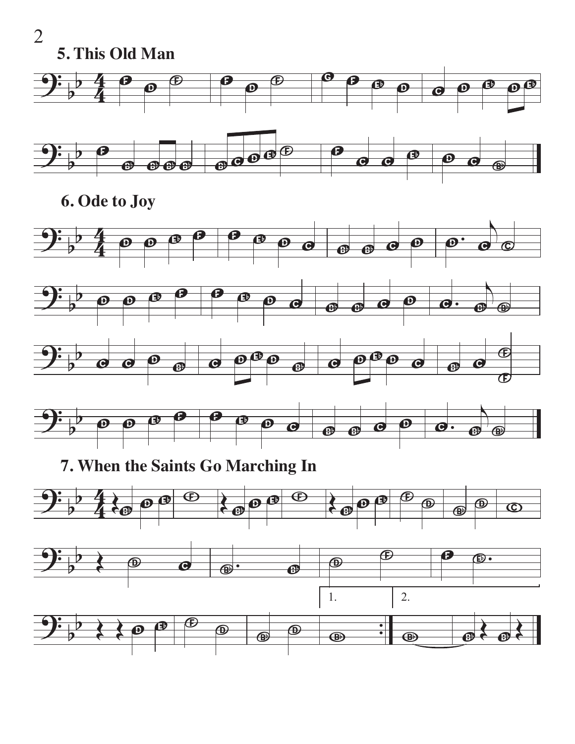## 5. This Old Man

## 6. Ode to Joy

## 7. When the Saints Go Marching In